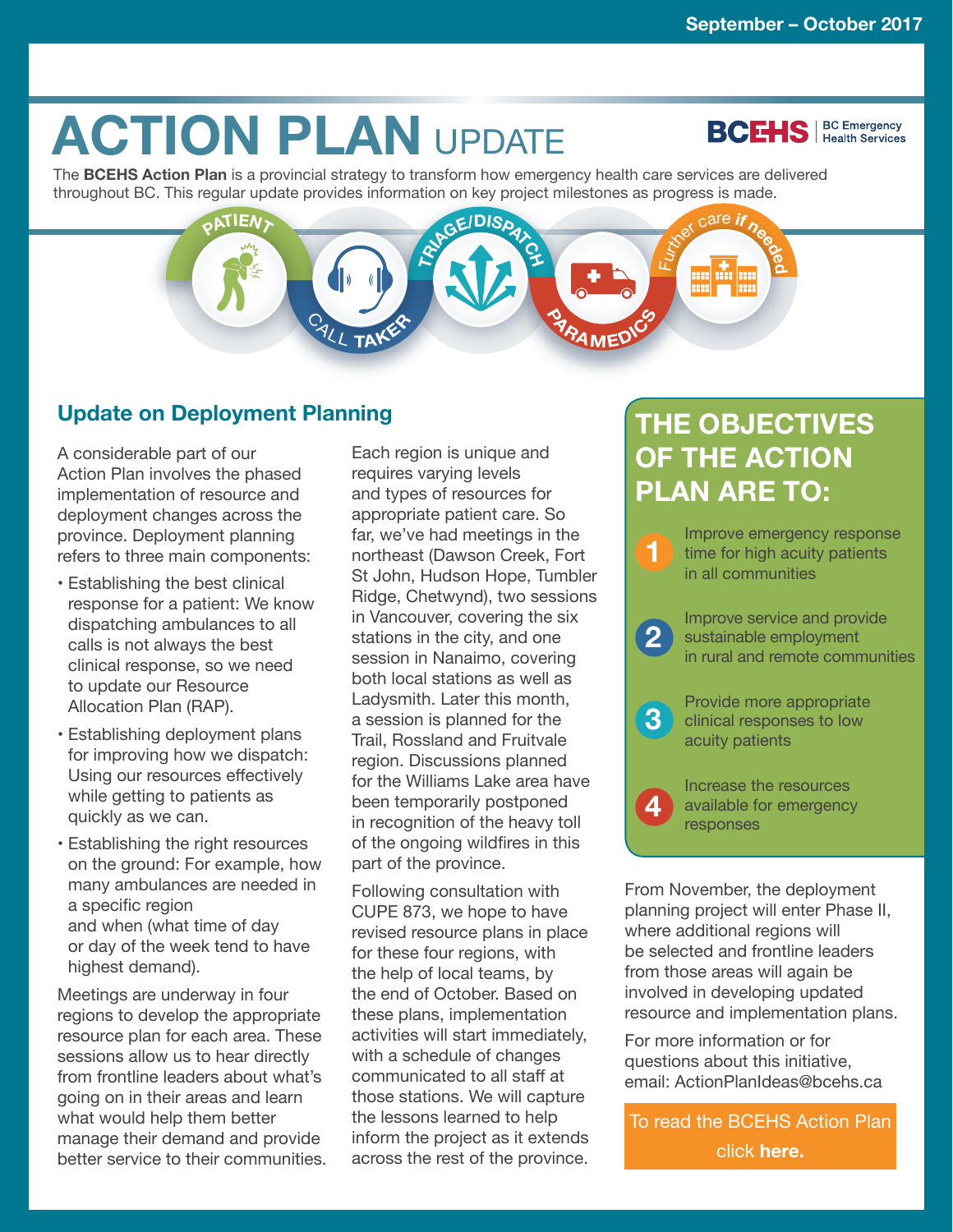September – October 2017

# ACTION PLAN UPDATE

BCEHS | BC Emergency Health Services

The **BCEHS Action Plan** is a provincial strategy to transform how emergency health care services are delivered throughout BC. This regular update provides information on key project milestones as progress is made.

PATIENT · CALL TAKER · TRIAGE/DISPATCH · PARAMEDICS · Further care if needed

## Update on Deployment Planning

A considerable part of our Action Plan involves the phased implementation of resource and deployment changes across the province. Deployment planning refers to three main components:

- Establishing the best clinical response for a patient: We know dispatching ambulances to all calls is not always the best clinical response, so we need to update our Resource Allocation Plan (RAP).
- Establishing deployment plans for improving how we dispatch: Using our resources effectively while getting to patients as quickly as we can.
- Establishing the right resources on the ground: For example, how many ambulances are needed in a specific region and when (what time of day or day of the week tend to have highest demand).

Meetings are underway in four regions to develop the appropriate resource plan for each area. These sessions allow us to hear directly from frontline leaders about what's going on in their areas and learn what would help them better manage their demand and provide better service to their communities.

Each region is unique and requires varying levels and types of resources for appropriate patient care. So far, we've had meetings in the northeast (Dawson Creek, Fort St John, Hudson Hope, Tumbler Ridge, Chetwynd), two sessions in Vancouver, covering the six stations in the city, and one session in Nanaimo, covering both local stations as well as Ladysmith. Later this month, a session is planned for the Trail, Rossland and Fruitvale region. Discussions planned for the Williams Lake area have been temporarily postponed in recognition of the heavy toll of the ongoing wildfires in this part of the province.

Following consultation with CUPE 873, we hope to have revised resource plans in place for these four regions, with the help of local teams, by the end of October. Based on these plans, implementation activities will start immediately, with a schedule of changes communicated to all staff at those stations. We will capture the lessons learned to help inform the project as it extends across the rest of the province.

## THE OBJECTIVES OF THE ACTION PLAN ARE TO:

1. Improve emergency response time for high acuity patients in all communities
2. Improve service and provide sustainable employment in rural and remote communities
3. Provide more appropriate clinical responses to low acuity patients
4. Increase the resources available for emergency responses

From November, the deployment planning project will enter Phase II, where additional regions will be selected and frontline leaders from those areas will again be involved in developing updated resource and implementation plans.

For more information or for questions about this initiative, email: ActionPlanIdeas@bcehs.ca

To read the BCEHS Action Plan click **here.**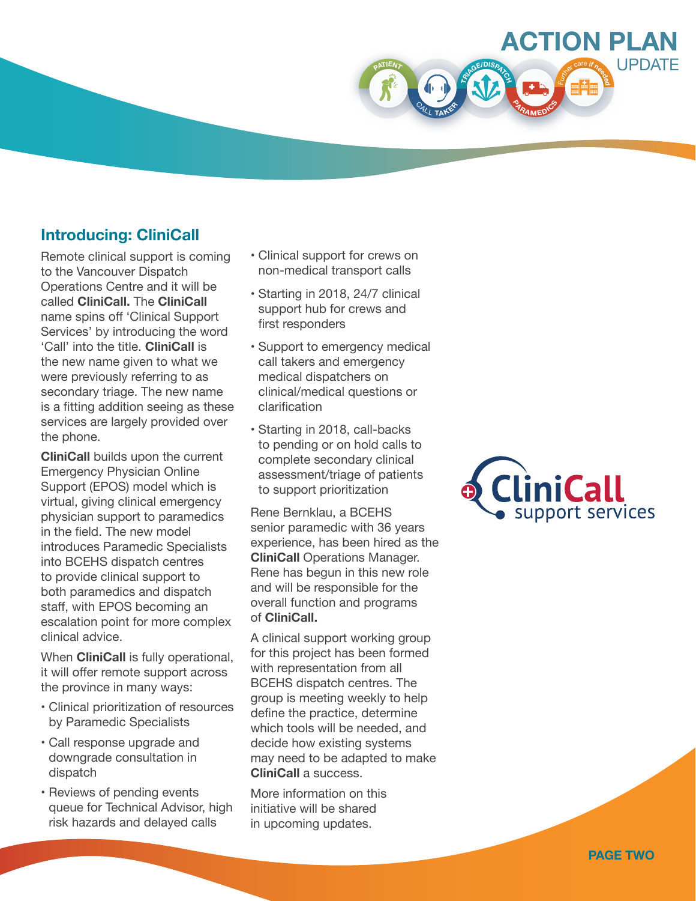## Introducing: CliniCall

Remote clinical support is coming to the Vancouver Dispatch Operations Centre and it will be called **CliniCall.** The **CliniCall** name spins off 'Clinical Support Services' by introducing the word 'Call' into the title. **CliniCall** is the new name given to what we were previously referring to as secondary triage. The new name is a fitting addition seeing as these services are largely provided over the phone.

**CliniCall** builds upon the current Emergency Physician Online Support (EPOS) model which is virtual, giving clinical emergency physician support to paramedics in the field. The new model introduces Paramedic Specialists into BCEHS dispatch centres to provide clinical support to both paramedics and dispatch staff, with EPOS becoming an escalation point for more complex clinical advice.

When **CliniCall** is fully operational, it will offer remote support across the province in many ways:

- Clinical prioritization of resources by Paramedic Specialists
- Call response upgrade and downgrade consultation in dispatch
- Reviews of pending events queue for Technical Advisor, high risk hazards and delayed calls
- Clinical support for crews on non-medical transport calls
- Starting in 2018, 24/7 clinical support hub for crews and first responders
- Support to emergency medical call takers and emergency medical dispatchers on clinical/medical questions or clarification
- Starting in 2018, call-backs to pending or on hold calls to complete secondary clinical assessment/triage of patients to support prioritization

Rene Bernklau, a BCEHS senior paramedic with 36 years experience, has been hired as the **CliniCall** Operations Manager. Rene has begun in this new role and will be responsible for the overall function and programs of **CliniCall.**

A clinical support working group for this project has been formed with representation from all BCEHS dispatch centres. The group is meeting weekly to help define the practice, determine which tools will be needed, and decide how existing systems may need to be adapted to make **CliniCall** a success.

More information on this initiative will be shared in upcoming updates.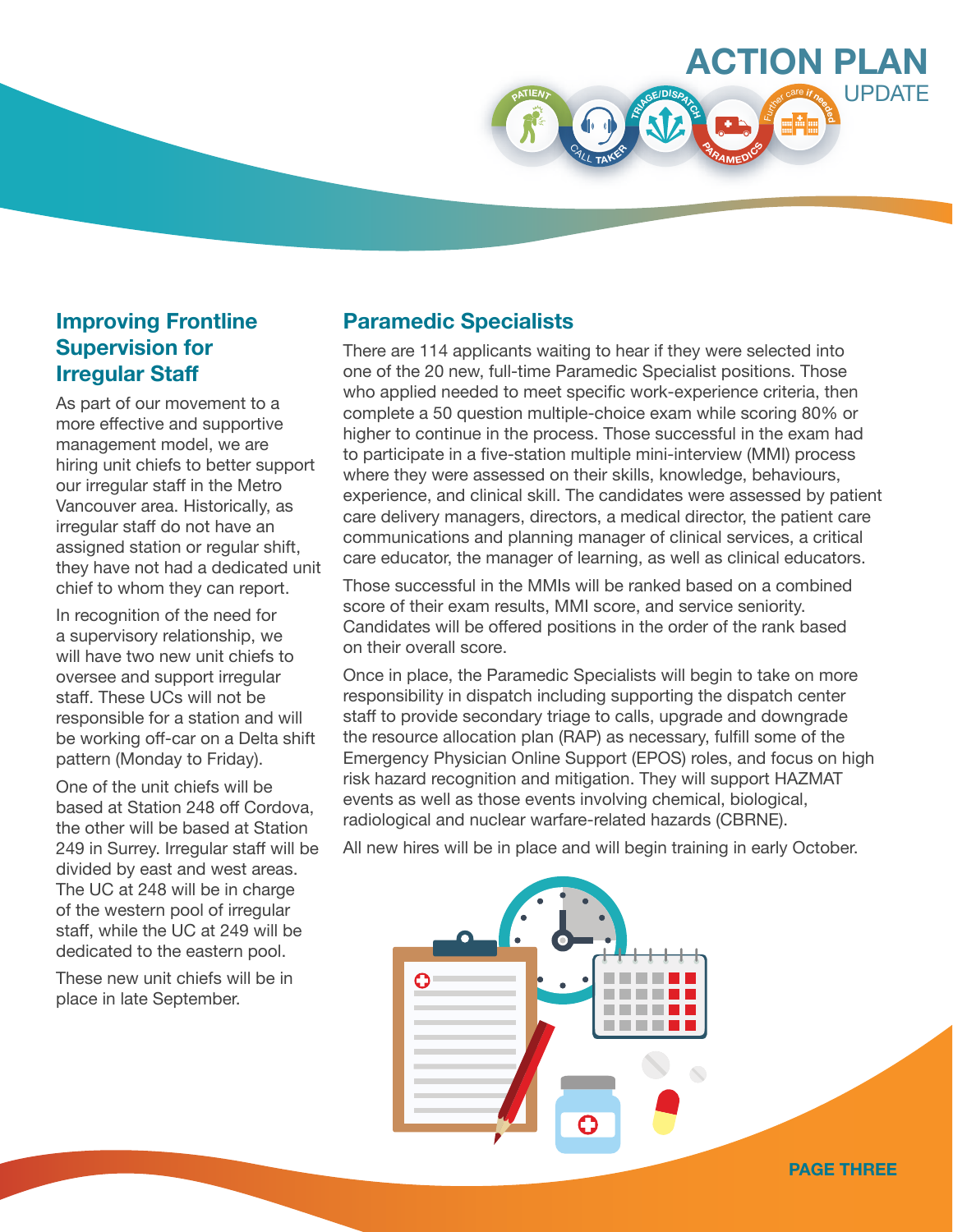## Improving Frontline Supervision for Irregular Staff

As part of our movement to a more effective and supportive management model, we are hiring unit chiefs to better support our irregular staff in the Metro Vancouver area. Historically, as irregular staff do not have an assigned station or regular shift, they have not had a dedicated unit chief to whom they can report.

In recognition of the need for a supervisory relationship, we will have two new unit chiefs to oversee and support irregular staff. These UCs will not be responsible for a station and will be working off-car on a Delta shift pattern (Monday to Friday).

One of the unit chiefs will be based at Station 248 off Cordova, the other will be based at Station 249 in Surrey. Irregular staff will be divided by east and west areas. The UC at 248 will be in charge of the western pool of irregular staff, while the UC at 249 will be dedicated to the eastern pool.

These new unit chiefs will be in place in late September.

## Paramedic Specialists

There are 114 applicants waiting to hear if they were selected into one of the 20 new, full-time Paramedic Specialist positions. Those who applied needed to meet specific work-experience criteria, then complete a 50 question multiple-choice exam while scoring 80% or higher to continue in the process. Those successful in the exam had to participate in a five-station multiple mini-interview (MMI) process where they were assessed on their skills, knowledge, behaviours, experience, and clinical skill. The candidates were assessed by patient care delivery managers, directors, a medical director, the patient care communications and planning manager of clinical services, a critical care educator, the manager of learning, as well as clinical educators.

Those successful in the MMIs will be ranked based on a combined score of their exam results, MMI score, and service seniority. Candidates will be offered positions in the order of the rank based on their overall score.

Once in place, the Paramedic Specialists will begin to take on more responsibility in dispatch including supporting the dispatch center staff to provide secondary triage to calls, upgrade and downgrade the resource allocation plan (RAP) as necessary, fulfill some of the Emergency Physician Online Support (EPOS) roles, and focus on high risk hazard recognition and mitigation. They will support HAZMAT events as well as those events involving chemical, biological, radiological and nuclear warfare-related hazards (CBRNE).

All new hires will be in place and will begin training in early October.